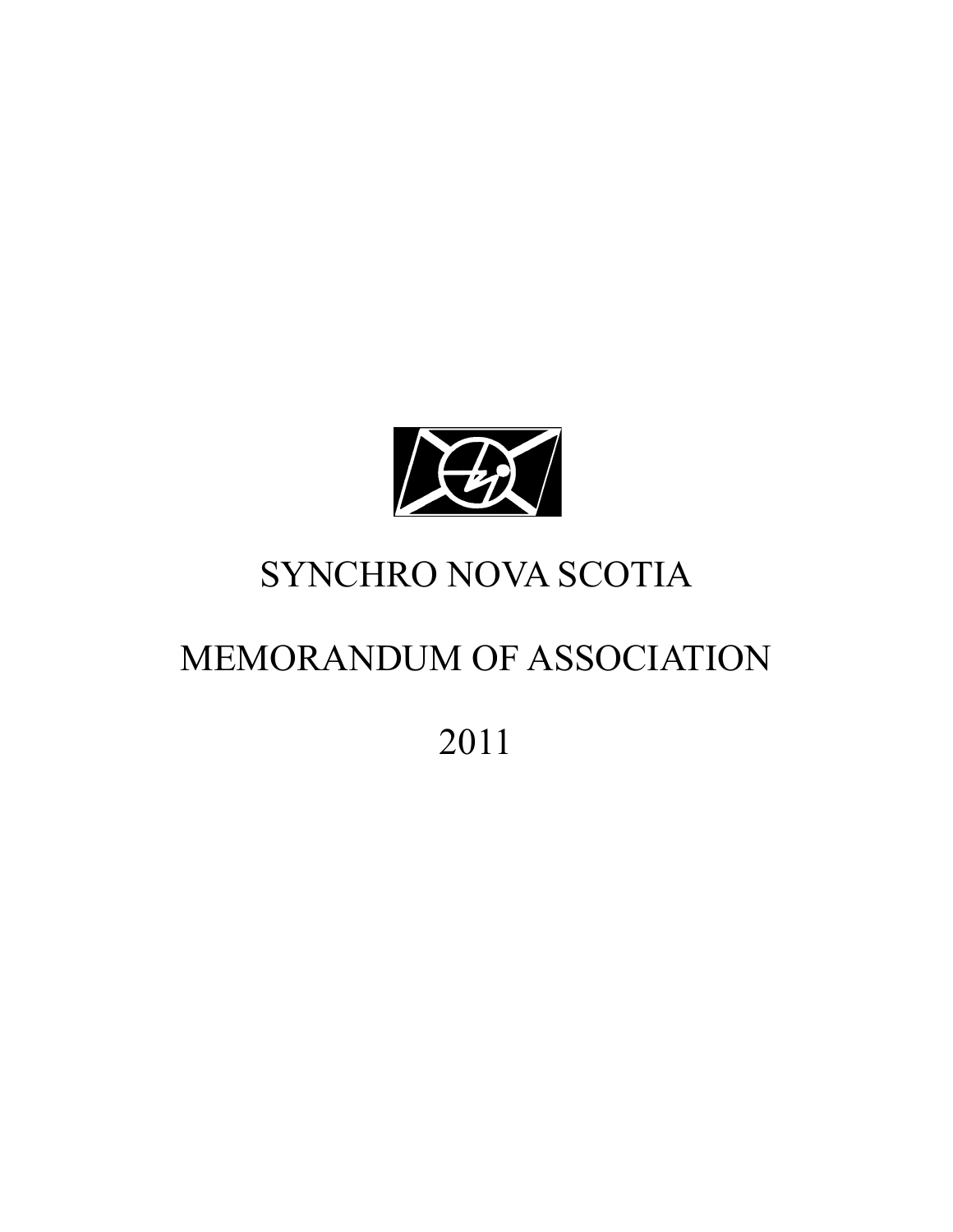# SYNCHRO NOVA SCOTIA

# MEMORANDUM OF ASSOCIATION

# 2011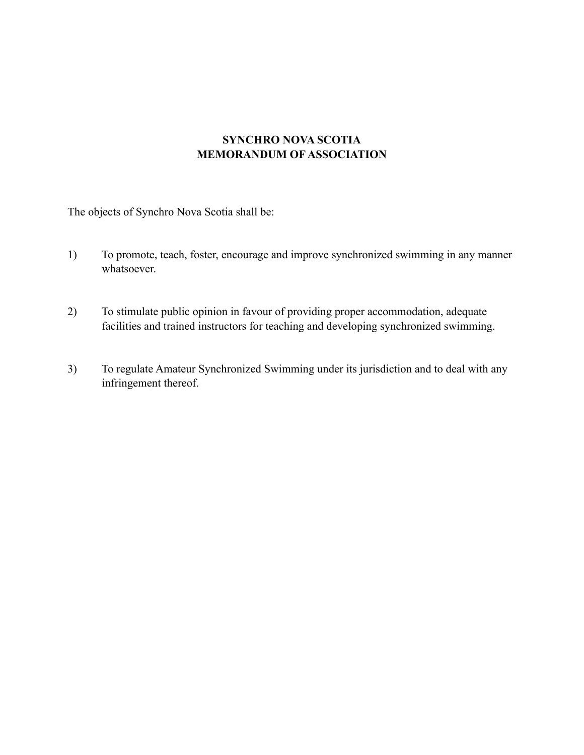# SYNCHRO NOVA SCOTIA
# MEMORANDUM OF ASSOCIATION

The objects of Synchro Nova Scotia shall be:

1) To promote, teach, foster, encourage and improve synchronized swimming in any manner whatsoever.

2) To stimulate public opinion in favour of providing proper accommodation, adequate facilities and trained instructors for teaching and developing synchronized swimming.

3) To regulate Amateur Synchronized Swimming under its jurisdiction and to deal with any infringement thereof.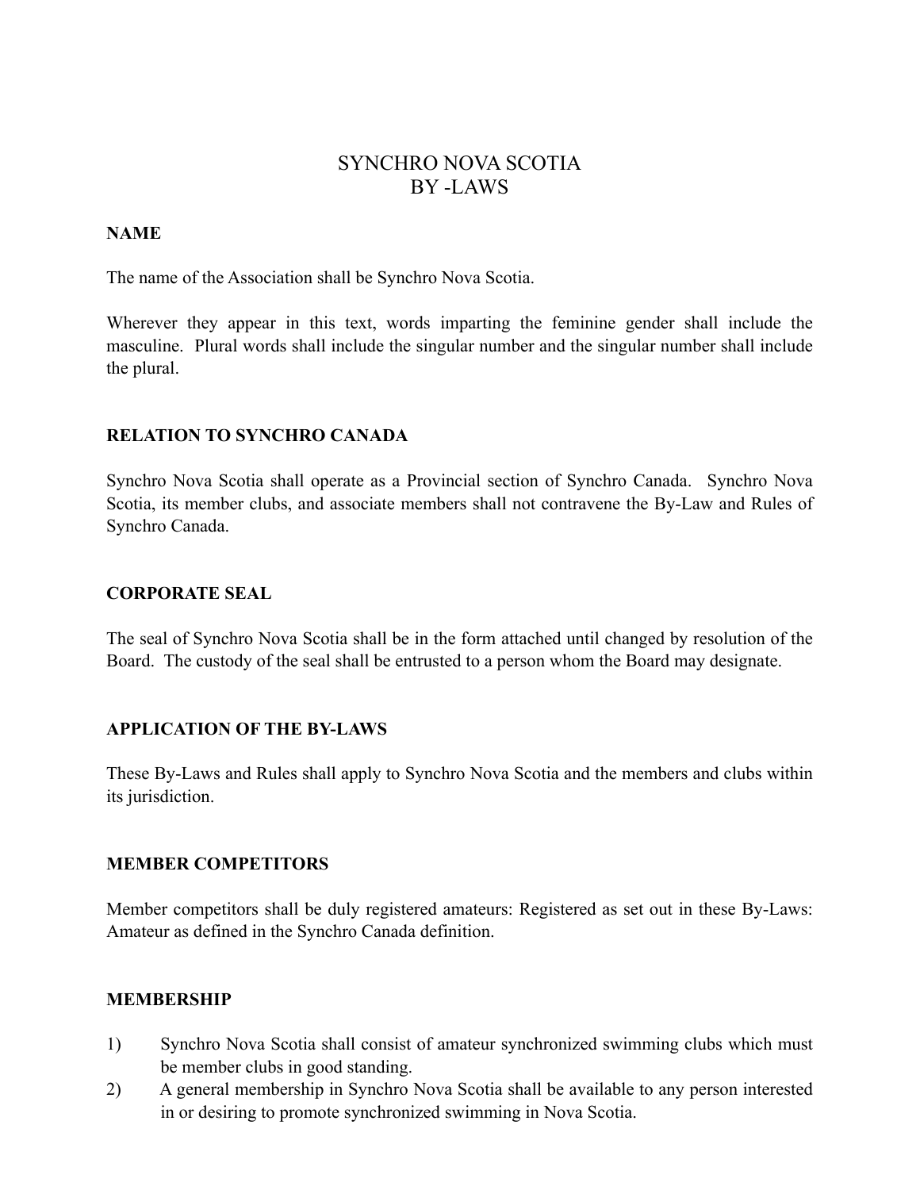# SYNCHRO NOVA SCOTIA
# BY -LAWS

## NAME

The name of the Association shall be Synchro Nova Scotia.

Wherever they appear in this text, words imparting the feminine gender shall include the masculine. Plural words shall include the singular number and the singular number shall include the plural.

## RELATION TO SYNCHRO CANADA

Synchro Nova Scotia shall operate as a Provincial section of Synchro Canada. Synchro Nova Scotia, its member clubs, and associate members shall not contravene the By-Law and Rules of Synchro Canada.

## CORPORATE SEAL

The seal of Synchro Nova Scotia shall be in the form attached until changed by resolution of the Board. The custody of the seal shall be entrusted to a person whom the Board may designate.

## APPLICATION OF THE BY-LAWS

These By-Laws and Rules shall apply to Synchro Nova Scotia and the members and clubs within its jurisdiction.

## MEMBER COMPETITORS

Member competitors shall be duly registered amateurs: Registered as set out in these By-Laws: Amateur as defined in the Synchro Canada definition.

## MEMBERSHIP

1) Synchro Nova Scotia shall consist of amateur synchronized swimming clubs which must be member clubs in good standing.
2) A general membership in Synchro Nova Scotia shall be available to any person interested in or desiring to promote synchronized swimming in Nova Scotia.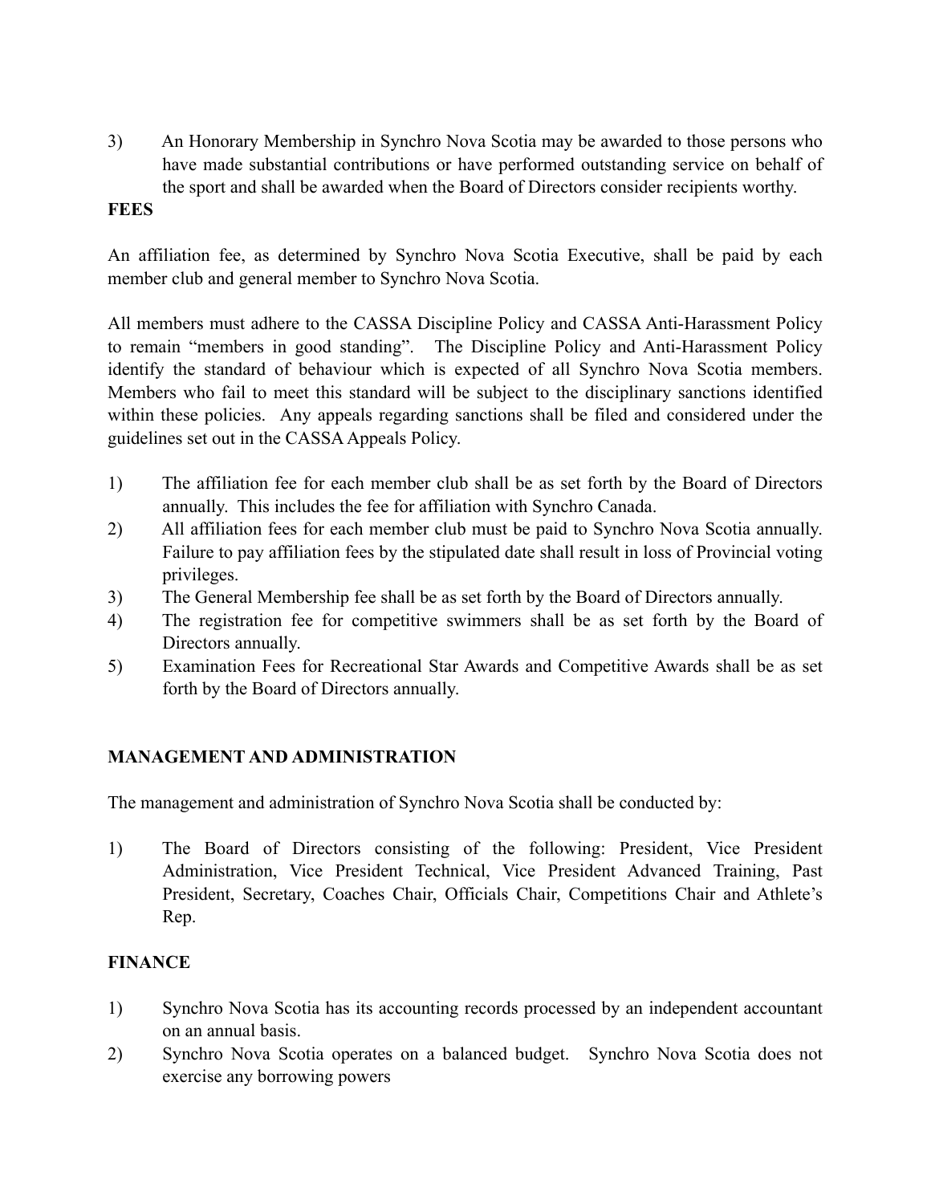3) An Honorary Membership in Synchro Nova Scotia may be awarded to those persons who have made substantial contributions or have performed outstanding service on behalf of the sport and shall be awarded when the Board of Directors consider recipients worthy.

**FEES**

An affiliation fee, as determined by Synchro Nova Scotia Executive, shall be paid by each member club and general member to Synchro Nova Scotia.

All members must adhere to the CASSA Discipline Policy and CASSA Anti-Harassment Policy to remain "members in good standing". The Discipline Policy and Anti-Harassment Policy identify the standard of behaviour which is expected of all Synchro Nova Scotia members. Members who fail to meet this standard will be subject to the disciplinary sanctions identified within these policies. Any appeals regarding sanctions shall be filed and considered under the guidelines set out in the CASSA Appeals Policy.

1) The affiliation fee for each member club shall be as set forth by the Board of Directors annually. This includes the fee for affiliation with Synchro Canada.
2) All affiliation fees for each member club must be paid to Synchro Nova Scotia annually. Failure to pay affiliation fees by the stipulated date shall result in loss of Provincial voting privileges.
3) The General Membership fee shall be as set forth by the Board of Directors annually.
4) The registration fee for competitive swimmers shall be as set forth by the Board of Directors annually.
5) Examination Fees for Recreational Star Awards and Competitive Awards shall be as set forth by the Board of Directors annually.

**MANAGEMENT AND ADMINISTRATION**

The management and administration of Synchro Nova Scotia shall be conducted by:

1) The Board of Directors consisting of the following: President, Vice President Administration, Vice President Technical, Vice President Advanced Training, Past President, Secretary, Coaches Chair, Officials Chair, Competitions Chair and Athlete's Rep.

**FINANCE**

1) Synchro Nova Scotia has its accounting records processed by an independent accountant on an annual basis.
2) Synchro Nova Scotia operates on a balanced budget. Synchro Nova Scotia does not exercise any borrowing powers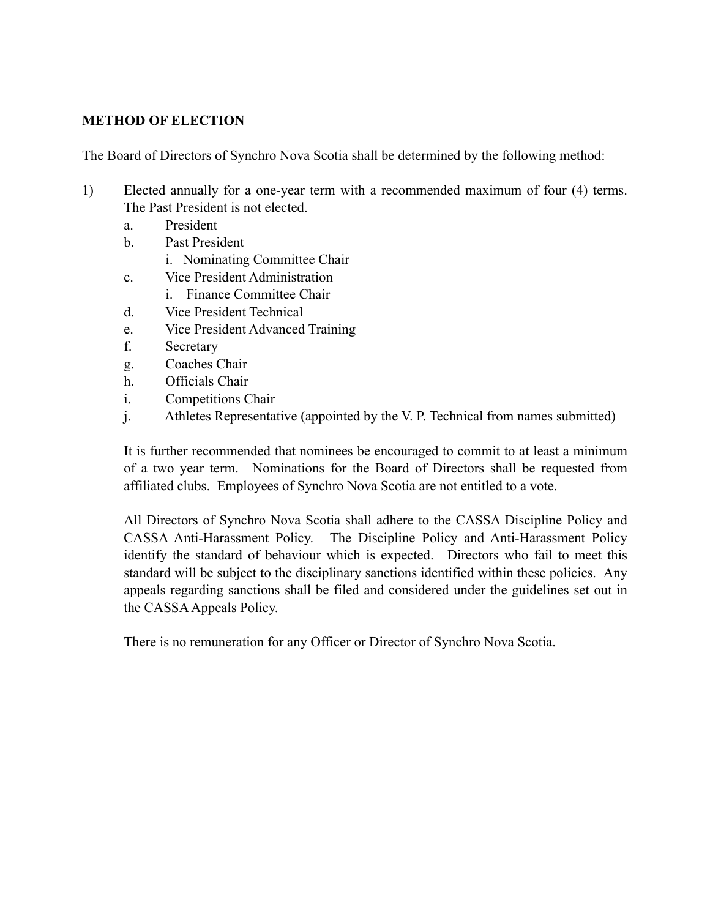**METHOD OF ELECTION**

The Board of Directors of Synchro Nova Scotia shall be determined by the following method:

1) Elected annually for a one-year term with a recommended maximum of four (4) terms. The Past President is not elected.
   a. President
   b. Past President
      i. Nominating Committee Chair
   c. Vice President Administration
      i. Finance Committee Chair
   d. Vice President Technical
   e. Vice President Advanced Training
   f. Secretary
   g. Coaches Chair
   h. Officials Chair
   i. Competitions Chair
   j. Athletes Representative (appointed by the V. P. Technical from names submitted)

   It is further recommended that nominees be encouraged to commit to at least a minimum of a two year term. Nominations for the Board of Directors shall be requested from affiliated clubs. Employees of Synchro Nova Scotia are not entitled to a vote.

   All Directors of Synchro Nova Scotia shall adhere to the CASSA Discipline Policy and CASSA Anti-Harassment Policy. The Discipline Policy and Anti-Harassment Policy identify the standard of behaviour which is expected. Directors who fail to meet this standard will be subject to the disciplinary sanctions identified within these policies. Any appeals regarding sanctions shall be filed and considered under the guidelines set out in the CASSA Appeals Policy.

   There is no remuneration for any Officer or Director of Synchro Nova Scotia.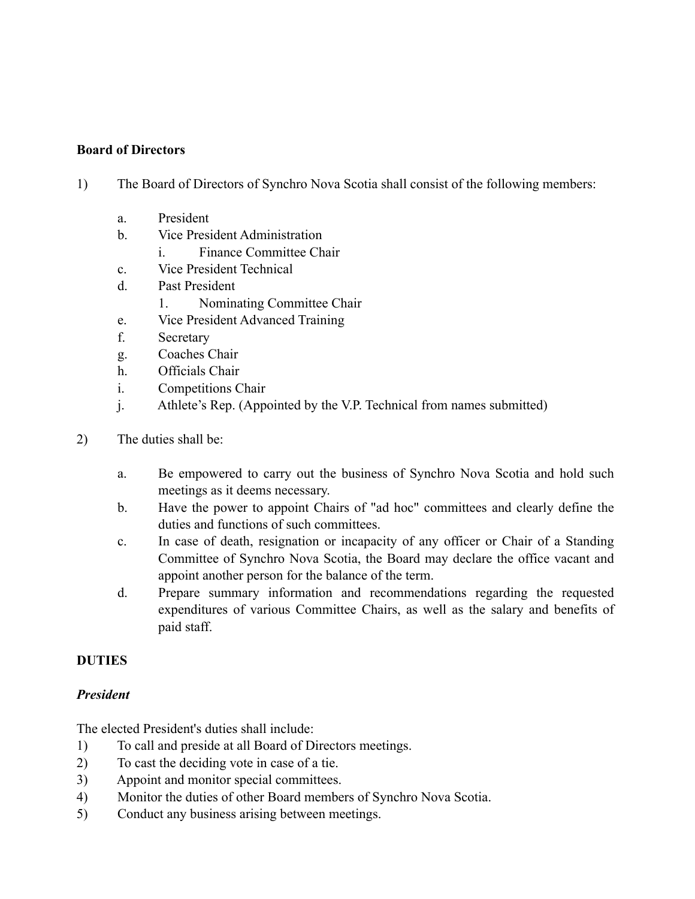**Board of Directors**

1) The Board of Directors of Synchro Nova Scotia shall consist of the following members:

   a. President
   b. Vice President Administration
      i. Finance Committee Chair
   c. Vice President Technical
   d. Past President
      1. Nominating Committee Chair
   e. Vice President Advanced Training
   f. Secretary
   g. Coaches Chair
   h. Officials Chair
   i. Competitions Chair
   j. Athlete's Rep. (Appointed by the V.P. Technical from names submitted)

2) The duties shall be:

   a. Be empowered to carry out the business of Synchro Nova Scotia and hold such meetings as it deems necessary.
   b. Have the power to appoint Chairs of "ad hoc" committees and clearly define the duties and functions of such committees.
   c. In case of death, resignation or incapacity of any officer or Chair of a Standing Committee of Synchro Nova Scotia, the Board may declare the office vacant and appoint another person for the balance of the term.
   d. Prepare summary information and recommendations regarding the requested expenditures of various Committee Chairs, as well as the salary and benefits of paid staff.

**DUTIES**

***President***

The elected President's duties shall include:

1) To call and preside at all Board of Directors meetings.
2) To cast the deciding vote in case of a tie.
3) Appoint and monitor special committees.
4) Monitor the duties of other Board members of Synchro Nova Scotia.
5) Conduct any business arising between meetings.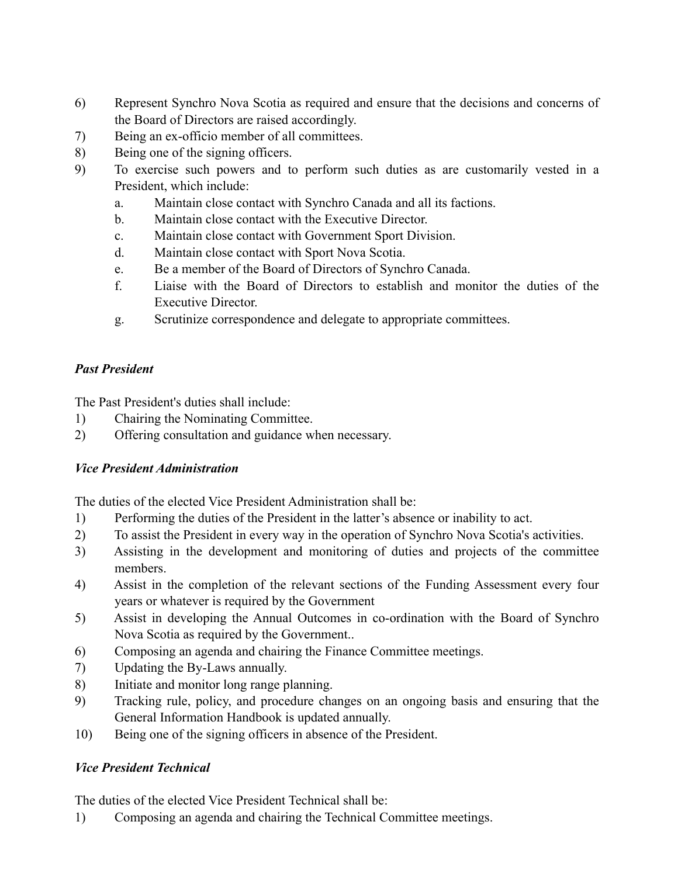6) Represent Synchro Nova Scotia as required and ensure that the decisions and concerns of the Board of Directors are raised accordingly.
7) Being an ex-officio member of all committees.
8) Being one of the signing officers.
9) To exercise such powers and to perform such duties as are customarily vested in a President, which include:
   a. Maintain close contact with Synchro Canada and all its factions.
   b. Maintain close contact with the Executive Director.
   c. Maintain close contact with Government Sport Division.
   d. Maintain close contact with Sport Nova Scotia.
   e. Be a member of the Board of Directors of Synchro Canada.
   f. Liaise with the Board of Directors to establish and monitor the duties of the Executive Director.
   g. Scrutinize correspondence and delegate to appropriate committees.

***Past President***

The Past President's duties shall include:

1) Chairing the Nominating Committee.
2) Offering consultation and guidance when necessary.

***Vice President Administration***

The duties of the elected Vice President Administration shall be:

1) Performing the duties of the President in the latter's absence or inability to act.
2) To assist the President in every way in the operation of Synchro Nova Scotia's activities.
3) Assisting in the development and monitoring of duties and projects of the committee members.
4) Assist in the completion of the relevant sections of the Funding Assessment every four years or whatever is required by the Government
5) Assist in developing the Annual Outcomes in co-ordination with the Board of Synchro Nova Scotia as required by the Government..
6) Composing an agenda and chairing the Finance Committee meetings.
7) Updating the By-Laws annually.
8) Initiate and monitor long range planning.
9) Tracking rule, policy, and procedure changes on an ongoing basis and ensuring that the General Information Handbook is updated annually.
10) Being one of the signing officers in absence of the President.

***Vice President Technical***

The duties of the elected Vice President Technical shall be:

1) Composing an agenda and chairing the Technical Committee meetings.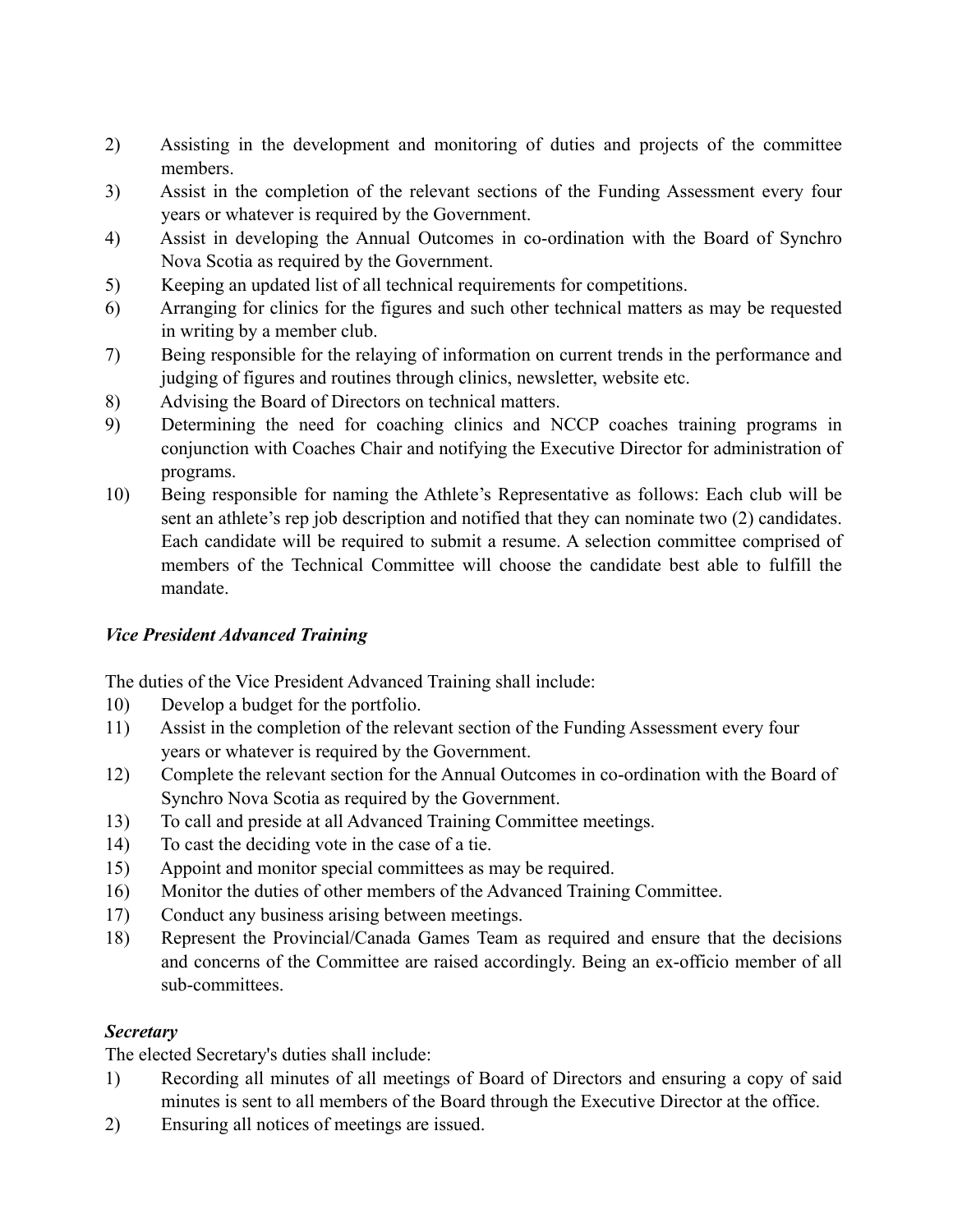2) Assisting in the development and monitoring of duties and projects of the committee members.
3) Assist in the completion of the relevant sections of the Funding Assessment every four years or whatever is required by the Government.
4) Assist in developing the Annual Outcomes in co-ordination with the Board of Synchro Nova Scotia as required by the Government.
5) Keeping an updated list of all technical requirements for competitions.
6) Arranging for clinics for the figures and such other technical matters as may be requested in writing by a member club.
7) Being responsible for the relaying of information on current trends in the performance and judging of figures and routines through clinics, newsletter, website etc.
8) Advising the Board of Directors on technical matters.
9) Determining the need for coaching clinics and NCCP coaches training programs in conjunction with Coaches Chair and notifying the Executive Director for administration of programs.
10) Being responsible for naming the Athlete's Representative as follows: Each club will be sent an athlete's rep job description and notified that they can nominate two (2) candidates. Each candidate will be required to submit a resume. A selection committee comprised of members of the Technical Committee will choose the candidate best able to fulfill the mandate.

***Vice President Advanced Training***

The duties of the Vice President Advanced Training shall include:

10) Develop a budget for the portfolio.
11) Assist in the completion of the relevant section of the Funding Assessment every four years or whatever is required by the Government.
12) Complete the relevant section for the Annual Outcomes in co-ordination with the Board of Synchro Nova Scotia as required by the Government.
13) To call and preside at all Advanced Training Committee meetings.
14) To cast the deciding vote in the case of a tie.
15) Appoint and monitor special committees as may be required.
16) Monitor the duties of other members of the Advanced Training Committee.
17) Conduct any business arising between meetings.
18) Represent the Provincial/Canada Games Team as required and ensure that the decisions and concerns of the Committee are raised accordingly. Being an ex-officio member of all sub-committees.

***Secretary***

The elected Secretary's duties shall include:

1) Recording all minutes of all meetings of Board of Directors and ensuring a copy of said minutes is sent to all members of the Board through the Executive Director at the office.
2) Ensuring all notices of meetings are issued.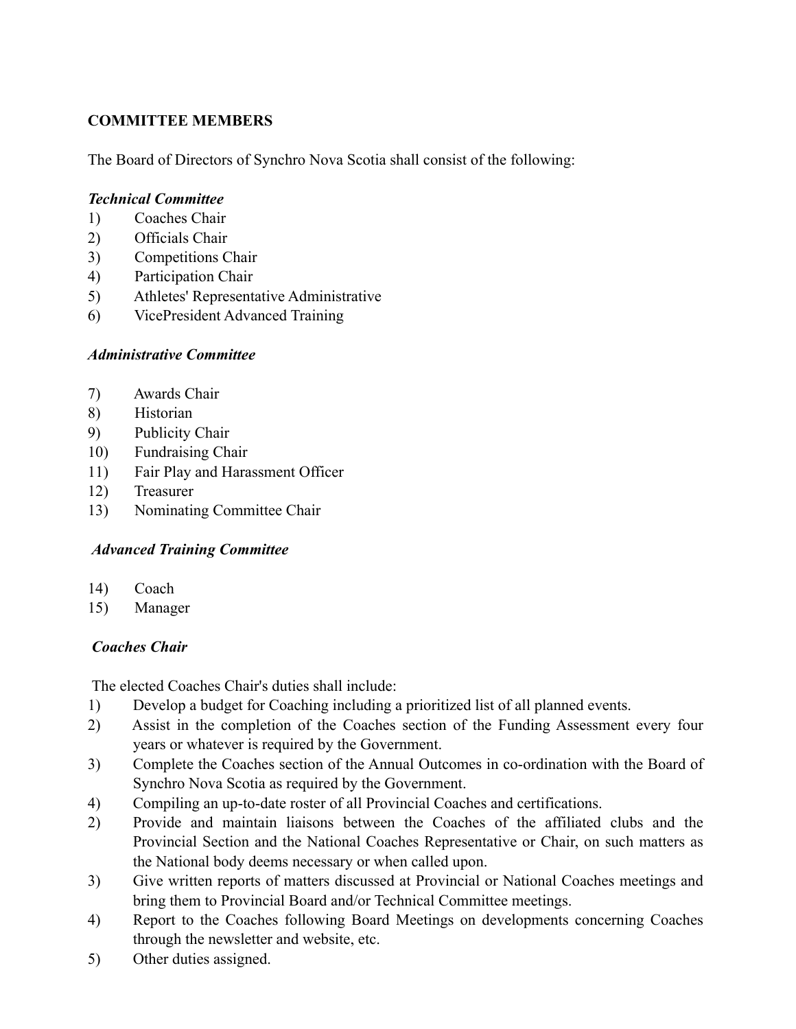**COMMITTEE MEMBERS**

The Board of Directors of Synchro Nova Scotia shall consist of the following:

***Technical Committee***

1) Coaches Chair
2) Officials Chair
3) Competitions Chair
4) Participation Chair
5) Athletes' Representative Administrative
6) VicePresident Advanced Training

***Administrative Committee***

7) Awards Chair
8) Historian
9) Publicity Chair
10) Fundraising Chair
11) Fair Play and Harassment Officer
12) Treasurer
13) Nominating Committee Chair

***Advanced Training Committee***

14) Coach
15) Manager

***Coaches Chair***

The elected Coaches Chair's duties shall include:

1) Develop a budget for Coaching including a prioritized list of all planned events.
2) Assist in the completion of the Coaches section of the Funding Assessment every four years or whatever is required by the Government.
3) Complete the Coaches section of the Annual Outcomes in co-ordination with the Board of Synchro Nova Scotia as required by the Government.
4) Compiling an up-to-date roster of all Provincial Coaches and certifications.
2) Provide and maintain liaisons between the Coaches of the affiliated clubs and the Provincial Section and the National Coaches Representative or Chair, on such matters as the National body deems necessary or when called upon.
3) Give written reports of matters discussed at Provincial or National Coaches meetings and bring them to Provincial Board and/or Technical Committee meetings.
4) Report to the Coaches following Board Meetings on developments concerning Coaches through the newsletter and website, etc.
5) Other duties assigned.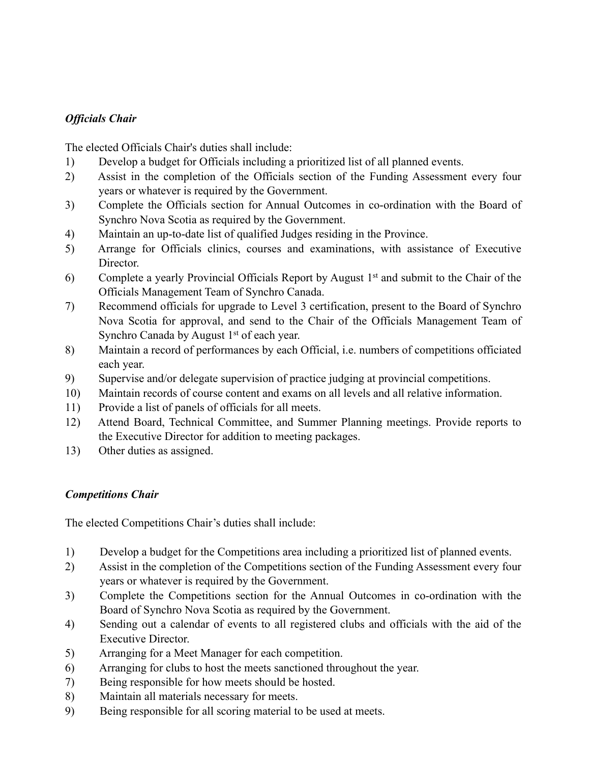*Officials Chair*

The elected Officials Chair's duties shall include:

1) Develop a budget for Officials including a prioritized list of all planned events.
2) Assist in the completion of the Officials section of the Funding Assessment every four years or whatever is required by the Government.
3) Complete the Officials section for Annual Outcomes in co-ordination with the Board of Synchro Nova Scotia as required by the Government.
4) Maintain an up-to-date list of qualified Judges residing in the Province.
5) Arrange for Officials clinics, courses and examinations, with assistance of Executive Director.
6) Complete a yearly Provincial Officials Report by August 1st and submit to the Chair of the Officials Management Team of Synchro Canada.
7) Recommend officials for upgrade to Level 3 certification, present to the Board of Synchro Nova Scotia for approval, and send to the Chair of the Officials Management Team of Synchro Canada by August 1st of each year.
8) Maintain a record of performances by each Official, i.e. numbers of competitions officiated each year.
9) Supervise and/or delegate supervision of practice judging at provincial competitions.
10) Maintain records of course content and exams on all levels and all relative information.
11) Provide a list of panels of officials for all meets.
12) Attend Board, Technical Committee, and Summer Planning meetings. Provide reports to the Executive Director for addition to meeting packages.
13) Other duties as assigned.

*Competitions Chair*

The elected Competitions Chair's duties shall include:

1) Develop a budget for the Competitions area including a prioritized list of planned events.
2) Assist in the completion of the Competitions section of the Funding Assessment every four years or whatever is required by the Government.
3) Complete the Competitions section for the Annual Outcomes in co-ordination with the Board of Synchro Nova Scotia as required by the Government.
4) Sending out a calendar of events to all registered clubs and officials with the aid of the Executive Director.
5) Arranging for a Meet Manager for each competition.
6) Arranging for clubs to host the meets sanctioned throughout the year.
7) Being responsible for how meets should be hosted.
8) Maintain all materials necessary for meets.
9) Being responsible for all scoring material to be used at meets.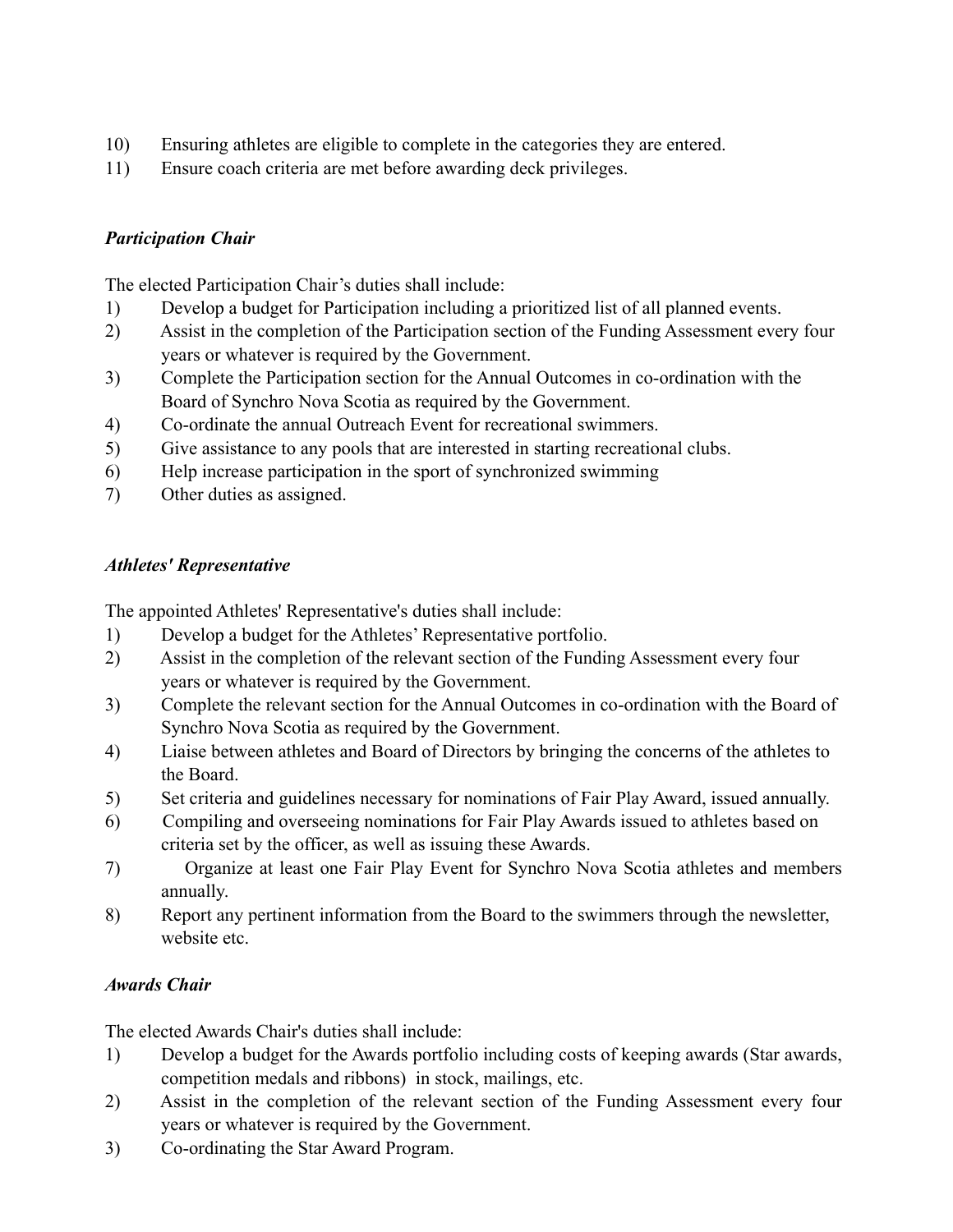10) Ensuring athletes are eligible to complete in the categories they are entered.
11) Ensure coach criteria are met before awarding deck privileges.

***Participation Chair***

The elected Participation Chair's duties shall include:

1) Develop a budget for Participation including a prioritized list of all planned events.
2) Assist in the completion of the Participation section of the Funding Assessment every four years or whatever is required by the Government.
3) Complete the Participation section for the Annual Outcomes in co-ordination with the Board of Synchro Nova Scotia as required by the Government.
4) Co-ordinate the annual Outreach Event for recreational swimmers.
5) Give assistance to any pools that are interested in starting recreational clubs.
6) Help increase participation in the sport of synchronized swimming
7) Other duties as assigned.

***Athletes' Representative***

The appointed Athletes' Representative's duties shall include:

1) Develop a budget for the Athletes' Representative portfolio.
2) Assist in the completion of the relevant section of the Funding Assessment every four years or whatever is required by the Government.
3) Complete the relevant section for the Annual Outcomes in co-ordination with the Board of Synchro Nova Scotia as required by the Government.
4) Liaise between athletes and Board of Directors by bringing the concerns of the athletes to the Board.
5) Set criteria and guidelines necessary for nominations of Fair Play Award, issued annually.
6) Compiling and overseeing nominations for Fair Play Awards issued to athletes based on criteria set by the officer, as well as issuing these Awards.
7) Organize at least one Fair Play Event for Synchro Nova Scotia athletes and members annually.
8) Report any pertinent information from the Board to the swimmers through the newsletter, website etc.

***Awards Chair***

The elected Awards Chair's duties shall include:

1) Develop a budget for the Awards portfolio including costs of keeping awards (Star awards, competition medals and ribbons) in stock, mailings, etc.
2) Assist in the completion of the relevant section of the Funding Assessment every four years or whatever is required by the Government.
3) Co-ordinating the Star Award Program.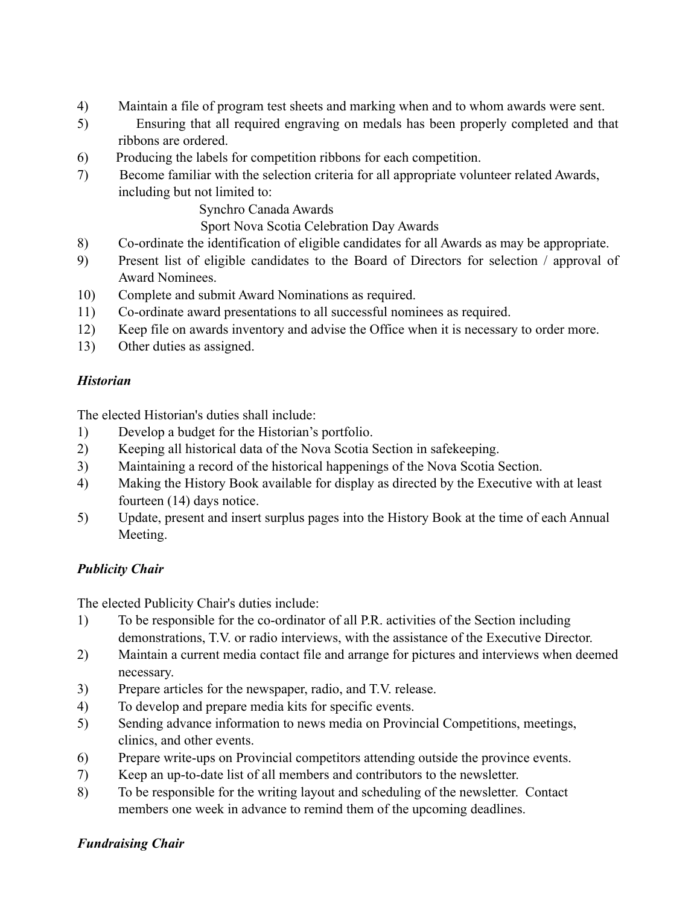4) Maintain a file of program test sheets and marking when and to whom awards were sent.
5) Ensuring that all required engraving on medals has been properly completed and that ribbons are ordered.
6) Producing the labels for competition ribbons for each competition.
7) Become familiar with the selection criteria for all appropriate volunteer related Awards, including but not limited to:
   - Synchro Canada Awards
   - Sport Nova Scotia Celebration Day Awards
8) Co-ordinate the identification of eligible candidates for all Awards as may be appropriate.
9) Present list of eligible candidates to the Board of Directors for selection / approval of Award Nominees.
10) Complete and submit Award Nominations as required.
11) Co-ordinate award presentations to all successful nominees as required.
12) Keep file on awards inventory and advise the Office when it is necessary to order more.
13) Other duties as assigned.

### *Historian*

The elected Historian's duties shall include:

1) Develop a budget for the Historian's portfolio.
2) Keeping all historical data of the Nova Scotia Section in safekeeping.
3) Maintaining a record of the historical happenings of the Nova Scotia Section.
4) Making the History Book available for display as directed by the Executive with at least fourteen (14) days notice.
5) Update, present and insert surplus pages into the History Book at the time of each Annual Meeting.

### *Publicity Chair*

The elected Publicity Chair's duties include:

1) To be responsible for the co-ordinator of all P.R. activities of the Section including demonstrations, T.V. or radio interviews, with the assistance of the Executive Director.
2) Maintain a current media contact file and arrange for pictures and interviews when deemed necessary.
3) Prepare articles for the newspaper, radio, and T.V. release.
4) To develop and prepare media kits for specific events.
5) Sending advance information to news media on Provincial Competitions, meetings, clinics, and other events.
6) Prepare write-ups on Provincial competitors attending outside the province events.
7) Keep an up-to-date list of all members and contributors to the newsletter.
8) To be responsible for the writing layout and scheduling of the newsletter. Contact members one week in advance to remind them of the upcoming deadlines.

### *Fundraising Chair*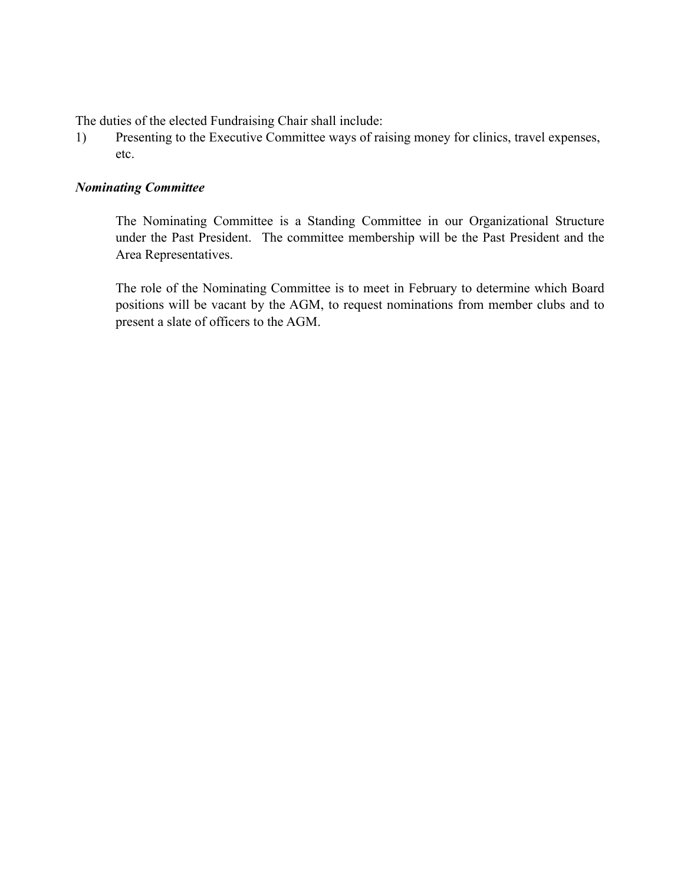The duties of the elected Fundraising Chair shall include:

1) Presenting to the Executive Committee ways of raising money for clinics, travel expenses, etc.

***Nominating Committee***

The Nominating Committee is a Standing Committee in our Organizational Structure under the Past President. The committee membership will be the Past President and the Area Representatives.

The role of the Nominating Committee is to meet in February to determine which Board positions will be vacant by the AGM, to request nominations from member clubs and to present a slate of officers to the AGM.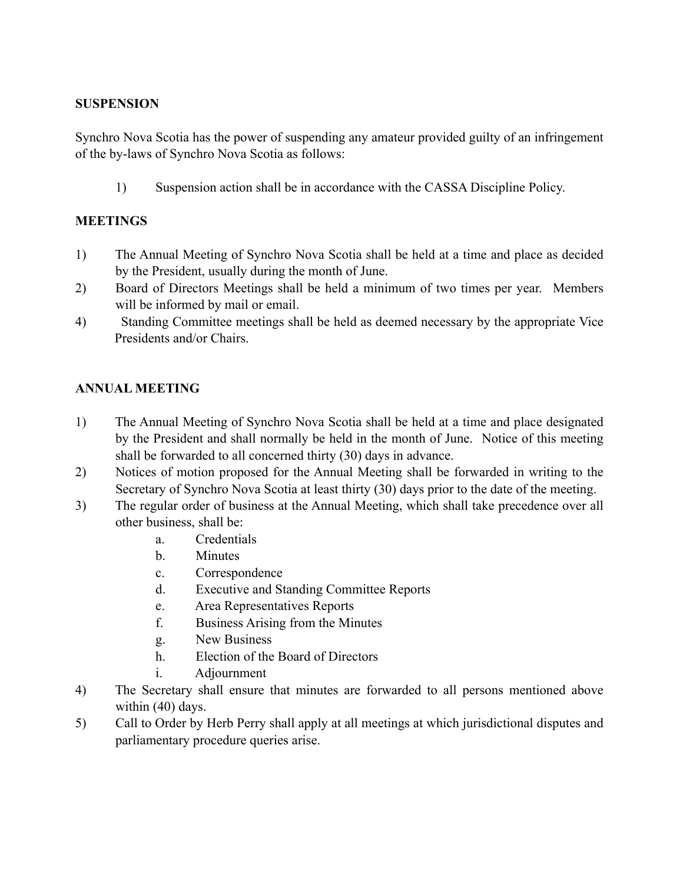**SUSPENSION**

Synchro Nova Scotia has the power of suspending any amateur provided guilty of an infringement of the by-laws of Synchro Nova Scotia as follows:

1) Suspension action shall be in accordance with the CASSA Discipline Policy.

**MEETINGS**

1) The Annual Meeting of Synchro Nova Scotia shall be held at a time and place as decided by the President, usually during the month of June.
2) Board of Directors Meetings shall be held a minimum of two times per year. Members will be informed by mail or email.
4) Standing Committee meetings shall be held as deemed necessary by the appropriate Vice Presidents and/or Chairs.

**ANNUAL MEETING**

1) The Annual Meeting of Synchro Nova Scotia shall be held at a time and place designated by the President and shall normally be held in the month of June. Notice of this meeting shall be forwarded to all concerned thirty (30) days in advance.
2) Notices of motion proposed for the Annual Meeting shall be forwarded in writing to the Secretary of Synchro Nova Scotia at least thirty (30) days prior to the date of the meeting.
3) The regular order of business at the Annual Meeting, which shall take precedence over all other business, shall be:
    a. Credentials
    b. Minutes
    c. Correspondence
    d. Executive and Standing Committee Reports
    e. Area Representatives Reports
    f. Business Arising from the Minutes
    g. New Business
    h. Election of the Board of Directors
    i. Adjournment
4) The Secretary shall ensure that minutes are forwarded to all persons mentioned above within (40) days.
5) Call to Order by Herb Perry shall apply at all meetings at which jurisdictional disputes and parliamentary procedure queries arise.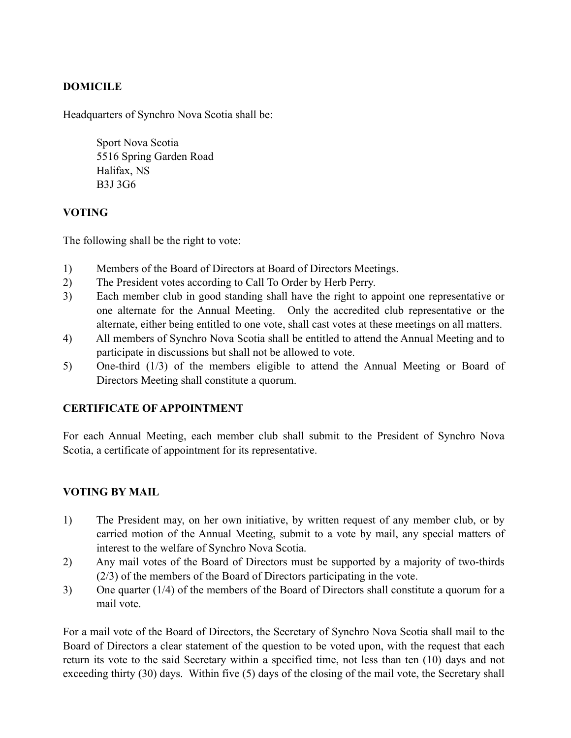**DOMICILE**

Headquarters of Synchro Nova Scotia shall be:

Sport Nova Scotia
5516 Spring Garden Road
Halifax, NS
B3J 3G6

**VOTING**

The following shall be the right to vote:

1) Members of the Board of Directors at Board of Directors Meetings.
2) The President votes according to Call To Order by Herb Perry.
3) Each member club in good standing shall have the right to appoint one representative or one alternate for the Annual Meeting. Only the accredited club representative or the alternate, either being entitled to one vote, shall cast votes at these meetings on all matters.
4) All members of Synchro Nova Scotia shall be entitled to attend the Annual Meeting and to participate in discussions but shall not be allowed to vote.
5) One-third (1/3) of the members eligible to attend the Annual Meeting or Board of Directors Meeting shall constitute a quorum.

**CERTIFICATE OF APPOINTMENT**

For each Annual Meeting, each member club shall submit to the President of Synchro Nova Scotia, a certificate of appointment for its representative.

**VOTING BY MAIL**

1) The President may, on her own initiative, by written request of any member club, or by carried motion of the Annual Meeting, submit to a vote by mail, any special matters of interest to the welfare of Synchro Nova Scotia.
2) Any mail votes of the Board of Directors must be supported by a majority of two-thirds (2/3) of the members of the Board of Directors participating in the vote.
3) One quarter (1/4) of the members of the Board of Directors shall constitute a quorum for a mail vote.

For a mail vote of the Board of Directors, the Secretary of Synchro Nova Scotia shall mail to the Board of Directors a clear statement of the question to be voted upon, with the request that each return its vote to the said Secretary within a specified time, not less than ten (10) days and not exceeding thirty (30) days. Within five (5) days of the closing of the mail vote, the Secretary shall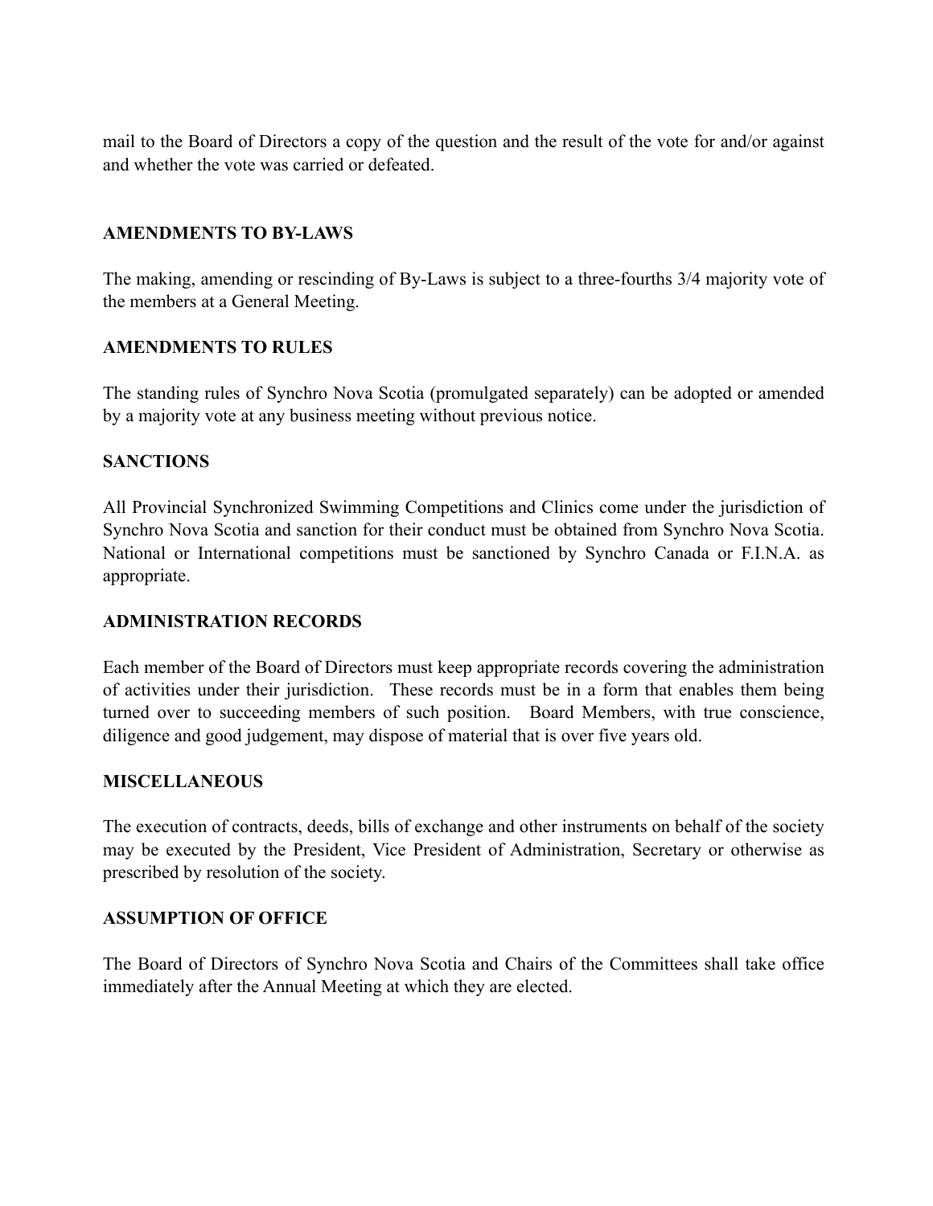mail to the Board of Directors a copy of the question and the result of the vote for and/or against and whether the vote was carried or defeated.

**AMENDMENTS TO BY-LAWS**

The making, amending or rescinding of By-Laws is subject to a three-fourths 3/4 majority vote of the members at a General Meeting.

**AMENDMENTS TO RULES**

The standing rules of Synchro Nova Scotia (promulgated separately) can be adopted or amended by a majority vote at any business meeting without previous notice.

**SANCTIONS**

All Provincial Synchronized Swimming Competitions and Clinics come under the jurisdiction of Synchro Nova Scotia and sanction for their conduct must be obtained from Synchro Nova Scotia. National or International competitions must be sanctioned by Synchro Canada or F.I.N.A. as appropriate.

**ADMINISTRATION RECORDS**

Each member of the Board of Directors must keep appropriate records covering the administration of activities under their jurisdiction. These records must be in a form that enables them being turned over to succeeding members of such position. Board Members, with true conscience, diligence and good judgement, may dispose of material that is over five years old.

**MISCELLANEOUS**

The execution of contracts, deeds, bills of exchange and other instruments on behalf of the society may be executed by the President, Vice President of Administration, Secretary or otherwise as prescribed by resolution of the society.

**ASSUMPTION OF OFFICE**

The Board of Directors of Synchro Nova Scotia and Chairs of the Committees shall take office immediately after the Annual Meeting at which they are elected.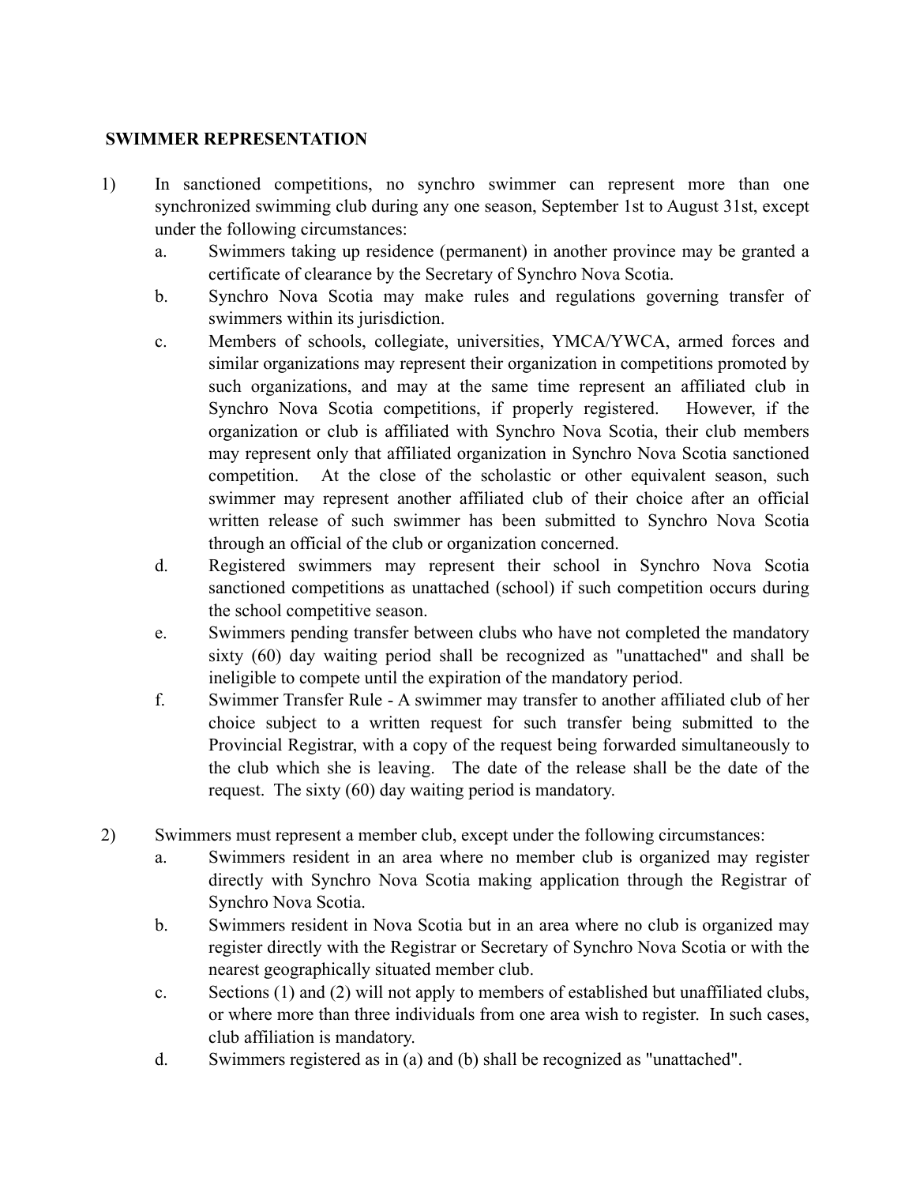## SWIMMER REPRESENTATION

1) In sanctioned competitions, no synchro swimmer can represent more than one synchronized swimming club during any one season, September 1st to August 31st, except under the following circumstances:
   a. Swimmers taking up residence (permanent) in another province may be granted a certificate of clearance by the Secretary of Synchro Nova Scotia.
   b. Synchro Nova Scotia may make rules and regulations governing transfer of swimmers within its jurisdiction.
   c. Members of schools, collegiate, universities, YMCA/YWCA, armed forces and similar organizations may represent their organization in competitions promoted by such organizations, and may at the same time represent an affiliated club in Synchro Nova Scotia competitions, if properly registered. However, if the organization or club is affiliated with Synchro Nova Scotia, their club members may represent only that affiliated organization in Synchro Nova Scotia sanctioned competition. At the close of the scholastic or other equivalent season, such swimmer may represent another affiliated club of their choice after an official written release of such swimmer has been submitted to Synchro Nova Scotia through an official of the club or organization concerned.
   d. Registered swimmers may represent their school in Synchro Nova Scotia sanctioned competitions as unattached (school) if such competition occurs during the school competitive season.
   e. Swimmers pending transfer between clubs who have not completed the mandatory sixty (60) day waiting period shall be recognized as "unattached" and shall be ineligible to compete until the expiration of the mandatory period.
   f. Swimmer Transfer Rule - A swimmer may transfer to another affiliated club of her choice subject to a written request for such transfer being submitted to the Provincial Registrar, with a copy of the request being forwarded simultaneously to the club which she is leaving. The date of the release shall be the date of the request. The sixty (60) day waiting period is mandatory.

2) Swimmers must represent a member club, except under the following circumstances:
   a. Swimmers resident in an area where no member club is organized may register directly with Synchro Nova Scotia making application through the Registrar of Synchro Nova Scotia.
   b. Swimmers resident in Nova Scotia but in an area where no club is organized may register directly with the Registrar or Secretary of Synchro Nova Scotia or with the nearest geographically situated member club.
   c. Sections (1) and (2) will not apply to members of established but unaffiliated clubs, or where more than three individuals from one area wish to register. In such cases, club affiliation is mandatory.
   d. Swimmers registered as in (a) and (b) shall be recognized as "unattached".